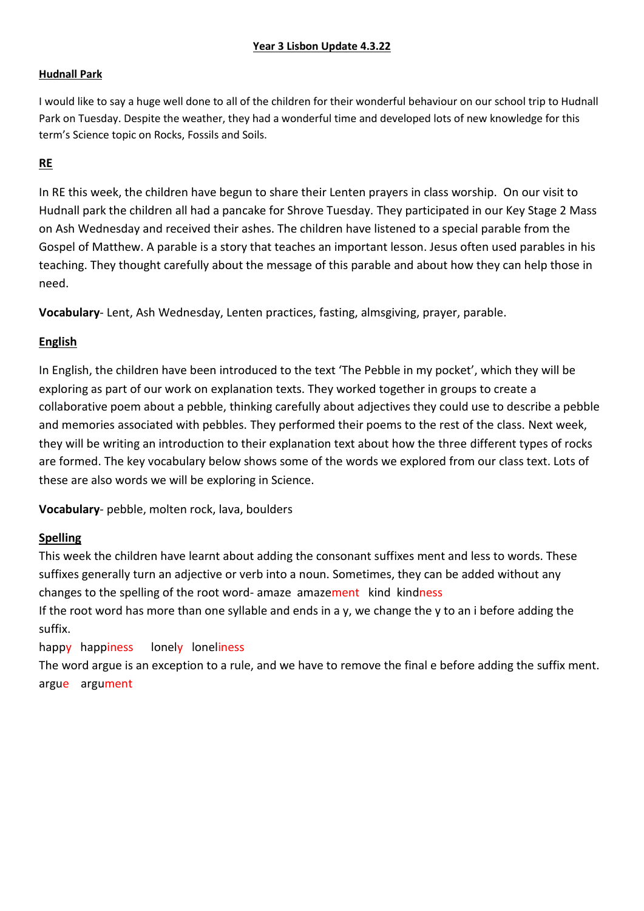# Year 3 Lisbon Update 4.3.22

## Hudnall Park

I would like to say a huge well done to all of the children for their wonderful behaviour on our school trip to Hudnall Park on Tuesday. Despite the weather, they had a wonderful time and developed lots of new knowledge for this term's Science topic on Rocks, Fossils and Soils.

## RE

In RE this week, the children have begun to share their Lenten prayers in class worship. On our visit to Hudnall park the children all had a pancake for Shrove Tuesday. They participated in our Key Stage 2 Mass on Ash Wednesday and received their ashes. The children have listened to a special parable from the Gospel of Matthew. A parable is a story that teaches an important lesson. Jesus often used parables in his teaching. They thought carefully about the message of this parable and about how they can help those in need.

**Vocabulary**- Lent, Ash Wednesday, Lenten practices, fasting, almsgiving, prayer, parable.

## English

In English, the children have been introduced to the text 'The Pebble in my pocket', which they will be exploring as part of our work on explanation texts. They worked together in groups to create a collaborative poem about a pebble, thinking carefully about adjectives they could use to describe a pebble and memories associated with pebbles. They performed their poems to the rest of the class. Next week, they will be writing an introduction to their explanation text about how the three different types of rocks are formed. The key vocabulary below shows some of the words we explored from our class text. Lots of these are also words we will be exploring in Science.

**Vocabulary**- pebble, molten rock, lava, boulders

## Spelling

This week the children have learnt about adding the consonant suffixes ment and less to words. These suffixes generally turn an adjective or verb into a noun. Sometimes, they can be added without any changes to the spelling of the root word- amaze amazement kind kindness

If the root word has more than one syllable and ends in a y, we change the y to an i before adding the suffix.

happy happiness lonely loneliness

The word argue is an exception to a rule, and we have to remove the final e before adding the suffix ment.

argue argument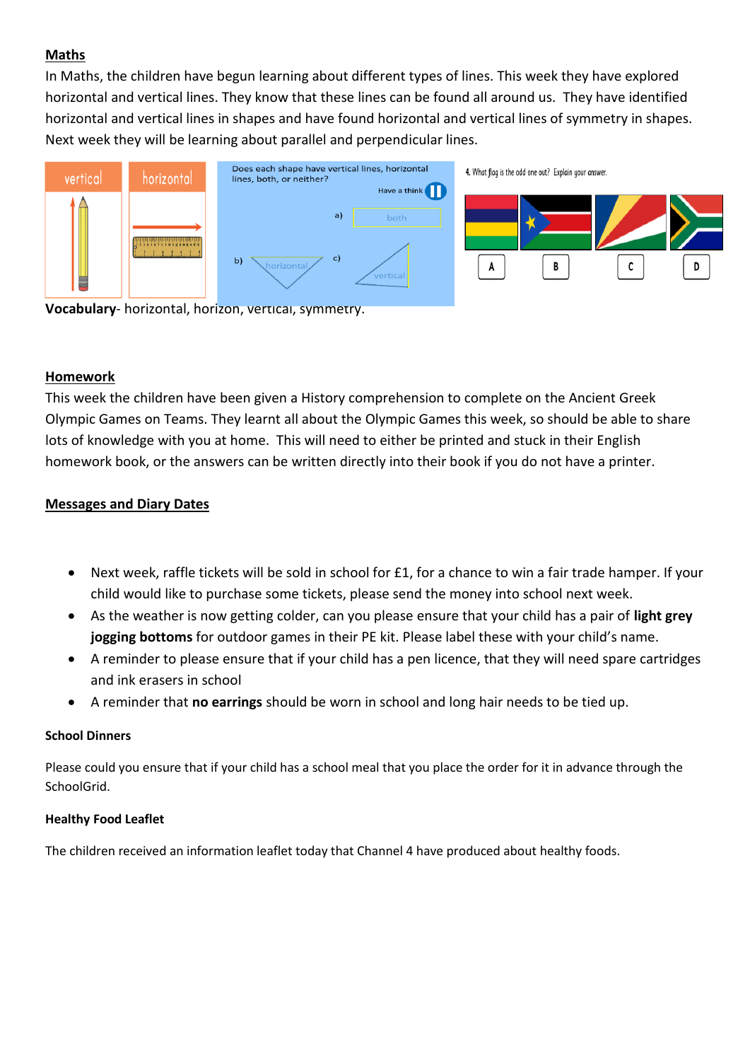## Maths

In Maths, the children have begun learning about different types of lines. This week they have explored horizontal and vertical lines. They know that these lines can be found all around us. They have identified horizontal and vertical lines in shapes and have found horizontal and vertical lines of symmetry in shapes. Next week they will be learning about parallel and perpendicular lines.

**Vocabulary**- horizontal, horizon, vertical, symmetry.

## Homework

This week the children have been given a History comprehension to complete on the Ancient Greek Olympic Games on Teams. They learnt all about the Olympic Games this week, so should be able to share lots of knowledge with you at home. This will need to either be printed and stuck in their English homework book, or the answers can be written directly into their book if you do not have a printer.

## Messages and Diary Dates

- Next week, raffle tickets will be sold in school for £1, for a chance to win a fair trade hamper. If your child would like to purchase some tickets, please send the money into school next week.
- As the weather is now getting colder, can you please ensure that your child has a pair of **light grey jogging bottoms** for outdoor games in their PE kit. Please label these with your child's name.
- A reminder to please ensure that if your child has a pen licence, that they will need spare cartridges and ink erasers in school
- A reminder that **no earrings** should be worn in school and long hair needs to be tied up.

### School Dinners

Please could you ensure that if your child has a school meal that you place the order for it in advance through the SchoolGrid.

### Healthy Food Leaflet

The children received an information leaflet today that Channel 4 have produced about healthy foods.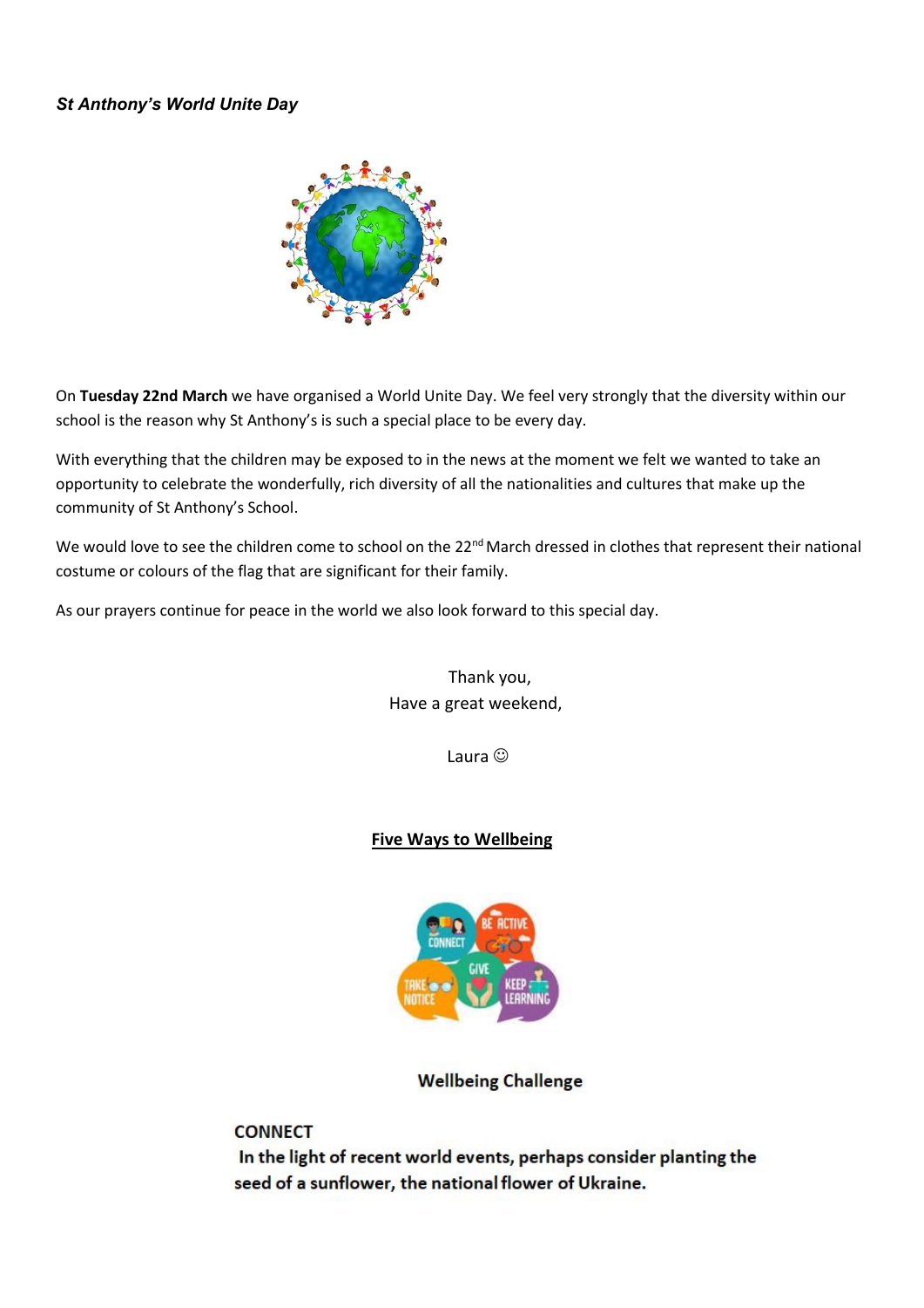***St Anthony's World Unite Day***

On **Tuesday 22nd March** we have organised a World Unite Day. We feel very strongly that the diversity within our school is the reason why St Anthony's is such a special place to be every day.

With everything that the children may be exposed to in the news at the moment we felt we wanted to take an opportunity to celebrate the wonderfully, rich diversity of all the nationalities and cultures that make up the community of St Anthony's School.

We would love to see the children come to school on the 22nd March dressed in clothes that represent their national costume or colours of the flag that are significant for their family.

As our prayers continue for peace in the world we also look forward to this special day.

Thank you,
Have a great weekend,

Laura ☺

## Five Ways to Wellbeing

**Wellbeing Challenge**

**CONNECT**
**In the light of recent world events, perhaps consider planting the seed of a sunflower, the national flower of Ukraine.**